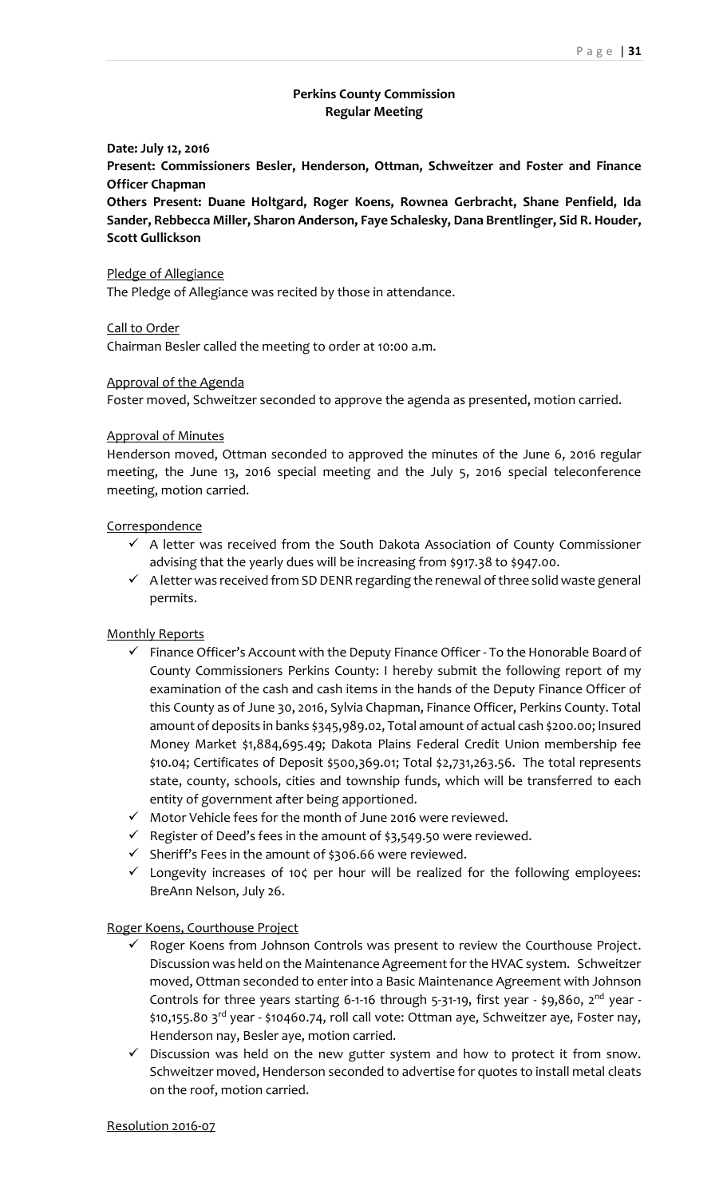# Perkins County Commission
## Regular Meeting

**Date: July 12, 2016**

**Present: Commissioners Besler, Henderson, Ottman, Schweitzer and Foster and Finance Officer Chapman**

**Others Present: Duane Holtgard, Roger Koens, Rownea Gerbracht, Shane Penfield, Ida Sander, Rebbecca Miller, Sharon Anderson, Faye Schalesky, Dana Brentlinger, Sid R. Houder, Scott Gullickson**

Pledge of Allegiance

The Pledge of Allegiance was recited by those in attendance.

Call to Order

Chairman Besler called the meeting to order at 10:00 a.m.

Approval of the Agenda

Foster moved, Schweitzer seconded to approve the agenda as presented, motion carried.

Approval of Minutes

Henderson moved, Ottman seconded to approved the minutes of the June 6, 2016 regular meeting, the June 13, 2016 special meeting and the July 5, 2016 special teleconference meeting, motion carried.

Correspondence

- ✓ A letter was received from the South Dakota Association of County Commissioner advising that the yearly dues will be increasing from $917.38 to $947.00.
- ✓ A letter was received from SD DENR regarding the renewal of three solid waste general permits.

Monthly Reports

- ✓ Finance Officer's Account with the Deputy Finance Officer - To the Honorable Board of County Commissioners Perkins County: I hereby submit the following report of my examination of the cash and cash items in the hands of the Deputy Finance Officer of this County as of June 30, 2016, Sylvia Chapman, Finance Officer, Perkins County. Total amount of deposits in banks $345,989.02, Total amount of actual cash $200.00; Insured Money Market $1,884,695.49; Dakota Plains Federal Credit Union membership fee $10.04; Certificates of Deposit $500,369.01; Total $2,731,263.56. The total represents state, county, schools, cities and township funds, which will be transferred to each entity of government after being apportioned.
- ✓ Motor Vehicle fees for the month of June 2016 were reviewed.
- ✓ Register of Deed's fees in the amount of $3,549.50 were reviewed.
- ✓ Sheriff's Fees in the amount of $306.66 were reviewed.
- ✓ Longevity increases of 10¢ per hour will be realized for the following employees: BreAnn Nelson, July 26.

Roger Koens, Courthouse Project

- ✓ Roger Koens from Johnson Controls was present to review the Courthouse Project. Discussion was held on the Maintenance Agreement for the HVAC system. Schweitzer moved, Ottman seconded to enter into a Basic Maintenance Agreement with Johnson Controls for three years starting 6-1-16 through 5-31-19, first year - $9,860, 2nd year - $10,155.80 3rd year - $10460.74, roll call vote: Ottman aye, Schweitzer aye, Foster nay, Henderson nay, Besler aye, motion carried.
- ✓ Discussion was held on the new gutter system and how to protect it from snow. Schweitzer moved, Henderson seconded to advertise for quotes to install metal cleats on the roof, motion carried.

Resolution 2016-07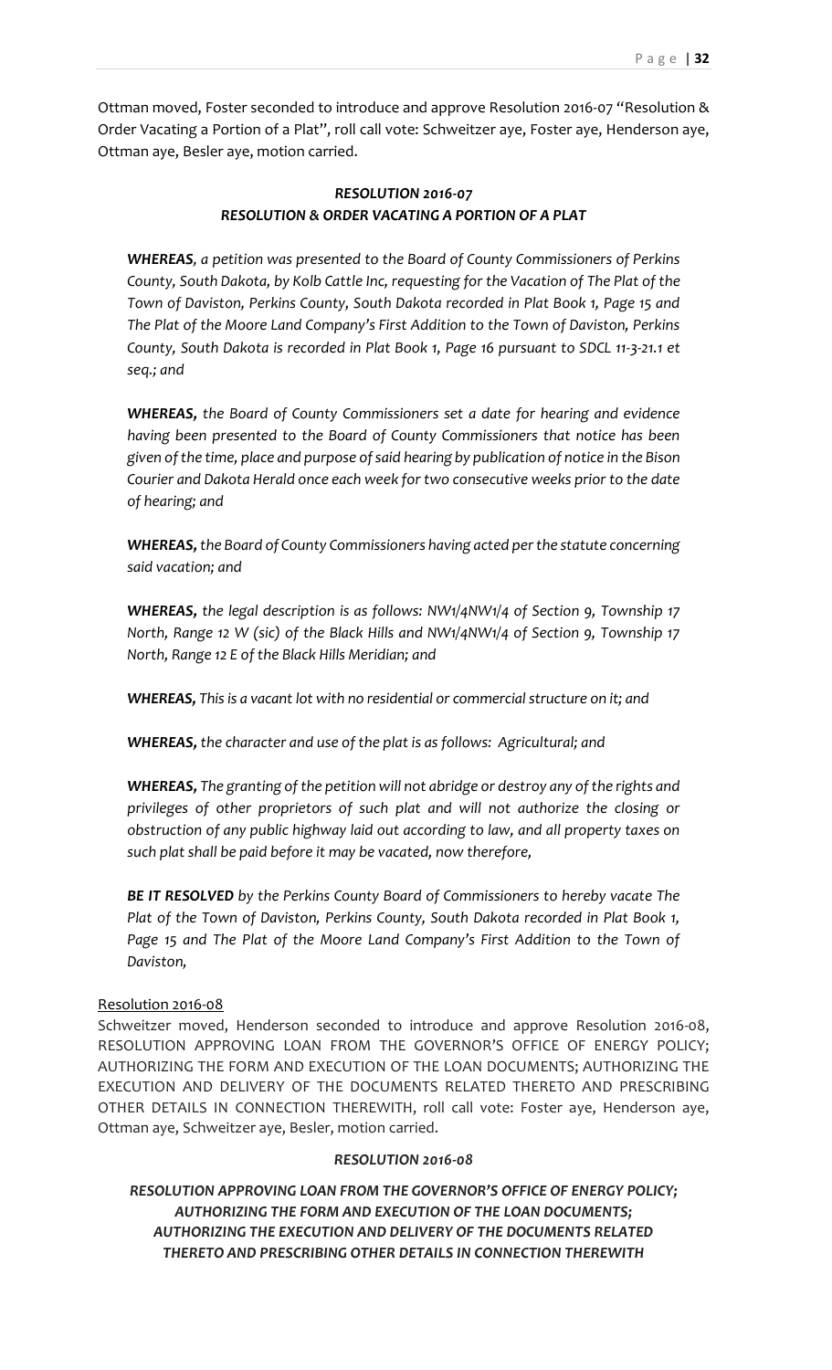Ottman moved, Foster seconded to introduce and approve Resolution 2016-07 "Resolution & Order Vacating a Portion of a Plat", roll call vote: Schweitzer aye, Foster aye, Henderson aye, Ottman aye, Besler aye, motion carried.

***RESOLUTION 2016-07***
***RESOLUTION & ORDER VACATING A PORTION OF A PLAT***

***WHEREAS****, a petition was presented to the Board of County Commissioners of Perkins County, South Dakota, by Kolb Cattle Inc, requesting for the Vacation of The Plat of the Town of Daviston, Perkins County, South Dakota recorded in Plat Book 1, Page 15 and The Plat of the Moore Land Company's First Addition to the Town of Daviston, Perkins County, South Dakota is recorded in Plat Book 1, Page 16 pursuant to SDCL 11-3-21.1 et seq.; and*

***WHEREAS,*** *the Board of County Commissioners set a date for hearing and evidence having been presented to the Board of County Commissioners that notice has been given of the time, place and purpose of said hearing by publication of notice in the Bison Courier and Dakota Herald once each week for two consecutive weeks prior to the date of hearing; and*

***WHEREAS,*** *the Board of County Commissioners having acted per the statute concerning said vacation; and*

***WHEREAS,*** *the legal description is as follows: NW1/4NW1/4 of Section 9, Township 17 North, Range 12 W (sic) of the Black Hills and NW1/4NW1/4 of Section 9, Township 17 North, Range 12 E of the Black Hills Meridian; and*

***WHEREAS,*** *This is a vacant lot with no residential or commercial structure on it; and*

***WHEREAS,*** *the character and use of the plat is as follows: Agricultural; and*

***WHEREAS,*** *The granting of the petition will not abridge or destroy any of the rights and privileges of other proprietors of such plat and will not authorize the closing or obstruction of any public highway laid out according to law, and all property taxes on such plat shall be paid before it may be vacated, now therefore,*

***BE IT RESOLVED*** *by the Perkins County Board of Commissioners to hereby vacate The Plat of the Town of Daviston, Perkins County, South Dakota recorded in Plat Book 1, Page 15 and The Plat of the Moore Land Company's First Addition to the Town of Daviston,*

Resolution 2016-08

Schweitzer moved, Henderson seconded to introduce and approve Resolution 2016-08, RESOLUTION APPROVING LOAN FROM THE GOVERNOR'S OFFICE OF ENERGY POLICY; AUTHORIZING THE FORM AND EXECUTION OF THE LOAN DOCUMENTS; AUTHORIZING THE EXECUTION AND DELIVERY OF THE DOCUMENTS RELATED THERETO AND PRESCRIBING OTHER DETAILS IN CONNECTION THEREWITH, roll call vote: Foster aye, Henderson aye, Ottman aye, Schweitzer aye, Besler, motion carried.

***RESOLUTION 2016-08***

***RESOLUTION APPROVING LOAN FROM THE GOVERNOR'S OFFICE OF ENERGY POLICY; AUTHORIZING THE FORM AND EXECUTION OF THE LOAN DOCUMENTS; AUTHORIZING THE EXECUTION AND DELIVERY OF THE DOCUMENTS RELATED THERETO AND PRESCRIBING OTHER DETAILS IN CONNECTION THEREWITH***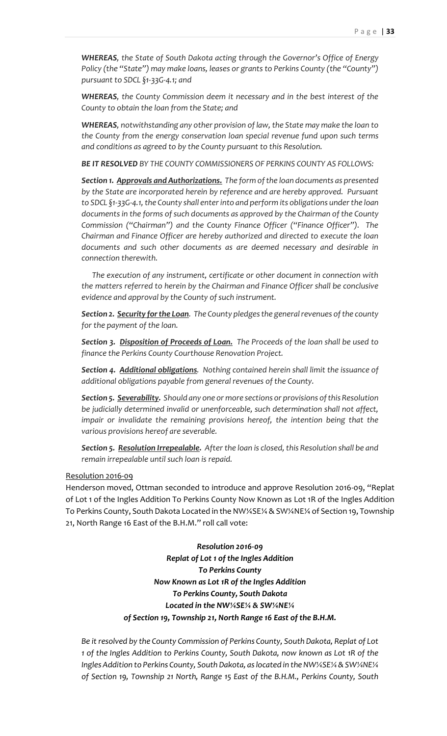*WHEREAS, the State of South Dakota acting through the Governor's Office of Energy Policy (the "State") may make loans, leases or grants to Perkins County (the "County") pursuant to SDCL §1-33G-4.1; and*

*WHEREAS, the County Commission deem it necessary and in the best interest of the County to obtain the loan from the State; and*

*WHEREAS, notwithstanding any other provision of law, the State may make the loan to the County from the energy conservation loan special revenue fund upon such terms and conditions as agreed to by the County pursuant to this Resolution.*

***BE IT RESOLVED** BY THE COUNTY COMMISSIONERS OF PERKINS COUNTY AS FOLLOWS:*

***Section 1. <u>Approvals and Authorizations.</u>** The form of the loan documents as presented by the State are incorporated herein by reference and are hereby approved. Pursuant to SDCL §1-33G-4.1, the County shall enter into and perform its obligations under the loan documents in the forms of such documents as approved by the Chairman of the County Commission ("Chairman") and the County Finance Officer ("Finance Officer"). The Chairman and Finance Officer are hereby authorized and directed to execute the loan documents and such other documents as are deemed necessary and desirable in connection therewith.*

*The execution of any instrument, certificate or other document in connection with the matters referred to herein by the Chairman and Finance Officer shall be conclusive evidence and approval by the County of such instrument.*

***Section 2. <u>Security for the Loan</u>.** The County pledges the general revenues of the county for the payment of the loan.*

***Section 3. <u>Disposition of Proceeds of Loan.</u>** The Proceeds of the loan shall be used to finance the Perkins County Courthouse Renovation Project.*

***Section 4. <u>Additional obligations</u>.** Nothing contained herein shall limit the issuance of additional obligations payable from general revenues of the County.*

***Section 5. <u>Severability</u>.** Should any one or more sections or provisions of this Resolution be judicially determined invalid or unenforceable, such determination shall not affect, impair or invalidate the remaining provisions hereof, the intention being that the various provisions hereof are severable.*

***Section 5. <u>Resolution Irrepealable</u>.** After the loan is closed, this Resolution shall be and remain irrepealable until such loan is repaid.*

<u>Resolution 2016-09</u>

Henderson moved, Ottman seconded to introduce and approve Resolution 2016-09, "Replat of Lot 1 of the Ingles Addition To Perkins County Now Known as Lot 1R of the Ingles Addition To Perkins County, South Dakota Located in the NW¼SE¼ & SW¼NE¼ of Section 19, Township 21, North Range 16 East of the B.H.M." roll call vote:

***Resolution 2016-09***
***Replat of Lot 1 of the Ingles Addition***
***To Perkins County***
***Now Known as Lot 1R of the Ingles Addition***
***To Perkins County, South Dakota***
***Located in the NW¼SE¼ & SW¼NE¼***
***of Section 19, Township 21, North Range 16 East of the B.H.M.***

*Be it resolved by the County Commission of Perkins County, South Dakota, Replat of Lot 1 of the Ingles Addition to Perkins County, South Dakota, now known as Lot 1R of the Ingles Addition to Perkins County, South Dakota, as located in the NW¼SE¼ & SW¼NE¼ of Section 19, Township 21 North, Range 15 East of the B.H.M., Perkins County, South*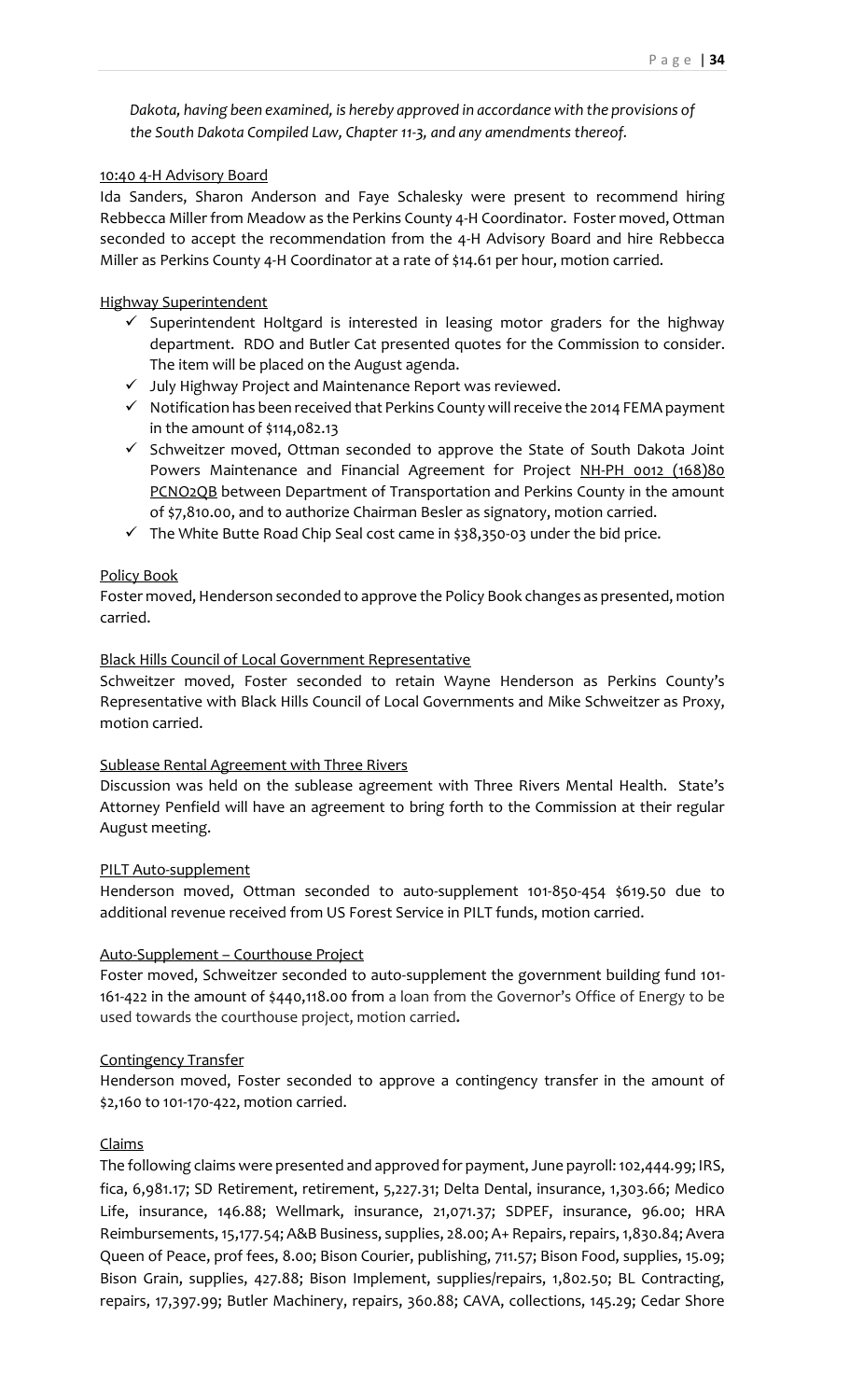*Dakota, having been examined, is hereby approved in accordance with the provisions of the South Dakota Compiled Law, Chapter 11-3, and any amendments thereof.*

10:40 4-H Advisory Board

Ida Sanders, Sharon Anderson and Faye Schalesky were present to recommend hiring Rebbecca Miller from Meadow as the Perkins County 4-H Coordinator. Foster moved, Ottman seconded to accept the recommendation from the 4-H Advisory Board and hire Rebbecca Miller as Perkins County 4-H Coordinator at a rate of $14.61 per hour, motion carried.

Highway Superintendent

- ✓ Superintendent Holtgard is interested in leasing motor graders for the highway department. RDO and Butler Cat presented quotes for the Commission to consider. The item will be placed on the August agenda.
- ✓ July Highway Project and Maintenance Report was reviewed.
- ✓ Notification has been received that Perkins County will receive the 2014 FEMA payment in the amount of $114,082.13
- ✓ Schweitzer moved, Ottman seconded to approve the State of South Dakota Joint Powers Maintenance and Financial Agreement for Project NH-PH 0012 (168)80 PCNO2QB between Department of Transportation and Perkins County in the amount of $7,810.00, and to authorize Chairman Besler as signatory, motion carried.
- ✓ The White Butte Road Chip Seal cost came in $38,350-03 under the bid price.

Policy Book

Foster moved, Henderson seconded to approve the Policy Book changes as presented, motion carried.

Black Hills Council of Local Government Representative

Schweitzer moved, Foster seconded to retain Wayne Henderson as Perkins County's Representative with Black Hills Council of Local Governments and Mike Schweitzer as Proxy, motion carried.

Sublease Rental Agreement with Three Rivers

Discussion was held on the sublease agreement with Three Rivers Mental Health. State's Attorney Penfield will have an agreement to bring forth to the Commission at their regular August meeting.

PILT Auto-supplement

Henderson moved, Ottman seconded to auto-supplement 101-850-454 $619.50 due to additional revenue received from US Forest Service in PILT funds, motion carried.

Auto-Supplement – Courthouse Project

Foster moved, Schweitzer seconded to auto-supplement the government building fund 101-161-422 in the amount of $440,118.00 from a loan from the Governor's Office of Energy to be used towards the courthouse project, motion carried.

Contingency Transfer

Henderson moved, Foster seconded to approve a contingency transfer in the amount of $2,160 to 101-170-422, motion carried.

Claims

The following claims were presented and approved for payment, June payroll: 102,444.99; IRS, fica, 6,981.17; SD Retirement, retirement, 5,227.31; Delta Dental, insurance, 1,303.66; Medico Life, insurance, 146.88; Wellmark, insurance, 21,071.37; SDPEF, insurance, 96.00; HRA Reimbursements, 15,177.54; A&B Business, supplies, 28.00; A+ Repairs, repairs, 1,830.84; Avera Queen of Peace, prof fees, 8.00; Bison Courier, publishing, 711.57; Bison Food, supplies, 15.09; Bison Grain, supplies, 427.88; Bison Implement, supplies/repairs, 1,802.50; BL Contracting, repairs, 17,397.99; Butler Machinery, repairs, 360.88; CAVA, collections, 145.29; Cedar Shore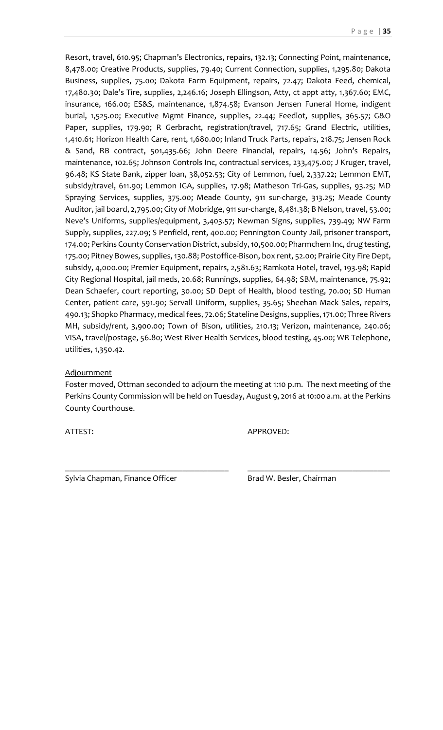Resort, travel, 610.95; Chapman's Electronics, repairs, 132.13; Connecting Point, maintenance, 8,478.00; Creative Products, supplies, 79.40; Current Connection, supplies, 1,295.80; Dakota Business, supplies, 75.00; Dakota Farm Equipment, repairs, 72.47; Dakota Feed, chemical, 17,480.30; Dale's Tire, supplies, 2,246.16; Joseph Ellingson, Atty, ct appt atty, 1,367.60; EMC, insurance, 166.00; ES&S, maintenance, 1,874.58; Evanson Jensen Funeral Home, indigent burial, 1,525.00; Executive Mgmt Finance, supplies, 22.44; Feedlot, supplies, 365.57; G&O Paper, supplies, 179.90; R Gerbracht, registration/travel, 717.65; Grand Electric, utilities, 1,410.61; Horizon Health Care, rent, 1,680.00; Inland Truck Parts, repairs, 218.75; Jensen Rock & Sand, RB contract, 501,435.66; John Deere Financial, repairs, 14.56; John's Repairs, maintenance, 102.65; Johnson Controls Inc, contractual services, 233,475.00; J Kruger, travel, 96.48; KS State Bank, zipper loan, 38,052.53; City of Lemmon, fuel, 2,337.22; Lemmon EMT, subsidy/travel, 611.90; Lemmon IGA, supplies, 17.98; Matheson Tri-Gas, supplies, 93.25; MD Spraying Services, supplies, 375.00; Meade County, 911 sur-charge, 313.25; Meade County Auditor, jail board, 2,795.00; City of Mobridge, 911 sur-charge, 8,481.38; B Nelson, travel, 53.00; Neve's Uniforms, supplies/equipment, 3,403.57; Newman Signs, supplies, 739.49; NW Farm Supply, supplies, 227.09; S Penfield, rent, 400.00; Pennington County Jail, prisoner transport, 174.00; Perkins County Conservation District, subsidy, 10,500.00; Pharmchem Inc, drug testing, 175.00; Pitney Bowes, supplies, 130.88; Postoffice-Bison, box rent, 52.00; Prairie City Fire Dept, subsidy, 4,000.00; Premier Equipment, repairs, 2,581.63; Ramkota Hotel, travel, 193.98; Rapid City Regional Hospital, jail meds, 20.68; Runnings, supplies, 64.98; SBM, maintenance, 75.92; Dean Schaefer, court reporting, 30.00; SD Dept of Health, blood testing, 70.00; SD Human Center, patient care, 591.90; Servall Uniform, supplies, 35.65; Sheehan Mack Sales, repairs, 490.13; Shopko Pharmacy, medical fees, 72.06; Stateline Designs, supplies, 171.00; Three Rivers MH, subsidy/rent, 3,900.00; Town of Bison, utilities, 210.13; Verizon, maintenance, 240.06; VISA, travel/postage, 56.80; West River Health Services, blood testing, 45.00; WR Telephone, utilities, 1,350.42.

Adjournment

Foster moved, Ottman seconded to adjourn the meeting at 1:10 p.m. The next meeting of the Perkins County Commission will be held on Tuesday, August 9, 2016 at 10:00 a.m. at the Perkins County Courthouse.

ATTEST: APPROVED:

_______________________________ _______________________________

Sylvia Chapman, Finance Officer Brad W. Besler, Chairman